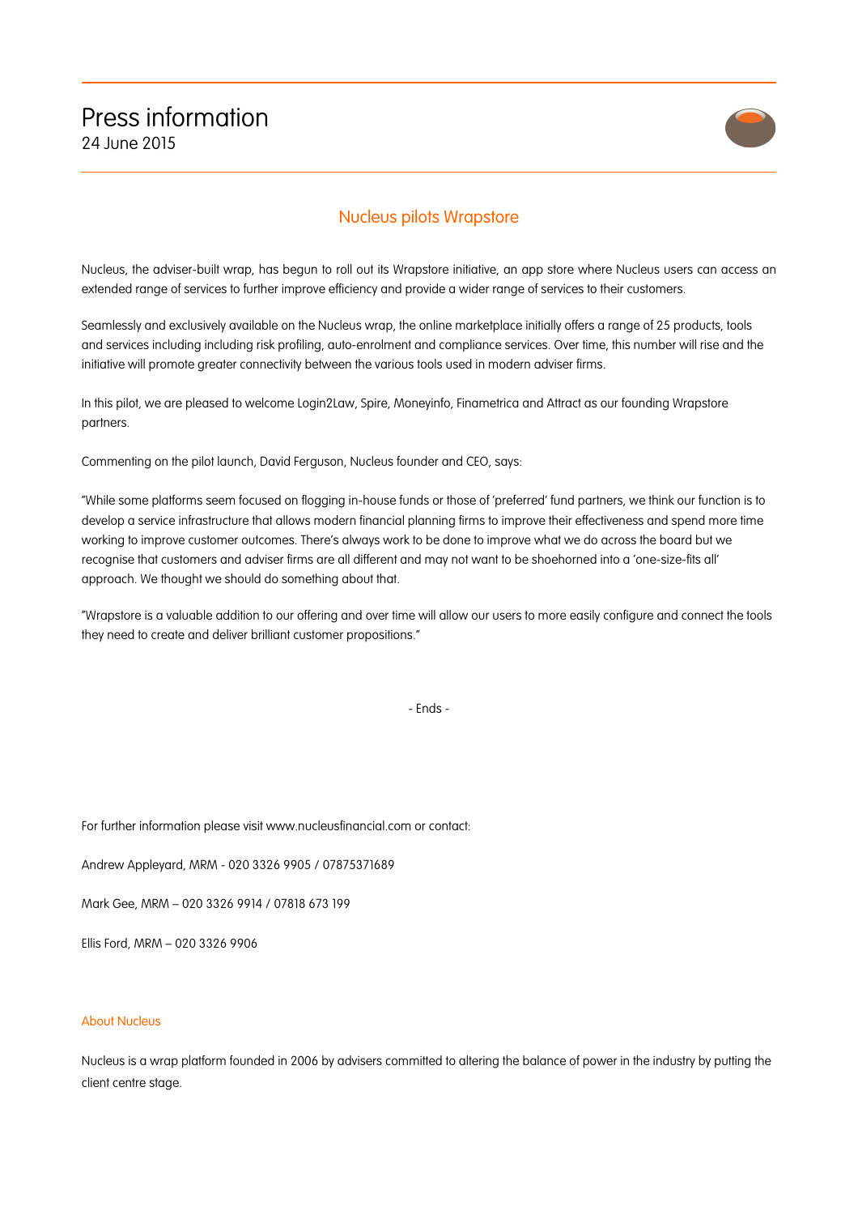# Press information

24 June 2015

## Nucleus pilots Wrapstore

Nucleus, the adviser-built wrap, has begun to roll out its Wrapstore initiative, an app store where Nucleus users can access an extended range of services to further improve efficiency and provide a wider range of services to their customers.

Seamlessly and exclusively available on the Nucleus wrap, the online marketplace initially offers a range of 25 products, tools and services including including risk profiling, auto-enrolment and compliance services. Over time, this number will rise and the initiative will promote greater connectivity between the various tools used in modern adviser firms.

In this pilot, we are pleased to welcome Login2Law, Spire, Moneyinfo, Finametrica and Attract as our founding Wrapstore partners.

Commenting on the pilot launch, David Ferguson, Nucleus founder and CEO, says:

"While some platforms seem focused on flogging in-house funds or those of 'preferred' fund partners, we think our function is to develop a service infrastructure that allows modern financial planning firms to improve their effectiveness and spend more time working to improve customer outcomes. There's always work to be done to improve what we do across the board but we recognise that customers and adviser firms are all different and may not want to be shoehorned into a 'one-size-fits all' approach. We thought we should do something about that.

"Wrapstore is a valuable addition to our offering and over time will allow our users to more easily configure and connect the tools they need to create and deliver brilliant customer propositions."

- Ends -

For further information please visit www.nucleusfinancial.com or contact:

Andrew Appleyard, MRM - 020 3326 9905 / 07875371689

Mark Gee, MRM – 020 3326 9914 / 07818 673 199

Ellis Ford, MRM – 020 3326 9906

### About Nucleus

Nucleus is a wrap platform founded in 2006 by advisers committed to altering the balance of power in the industry by putting the client centre stage.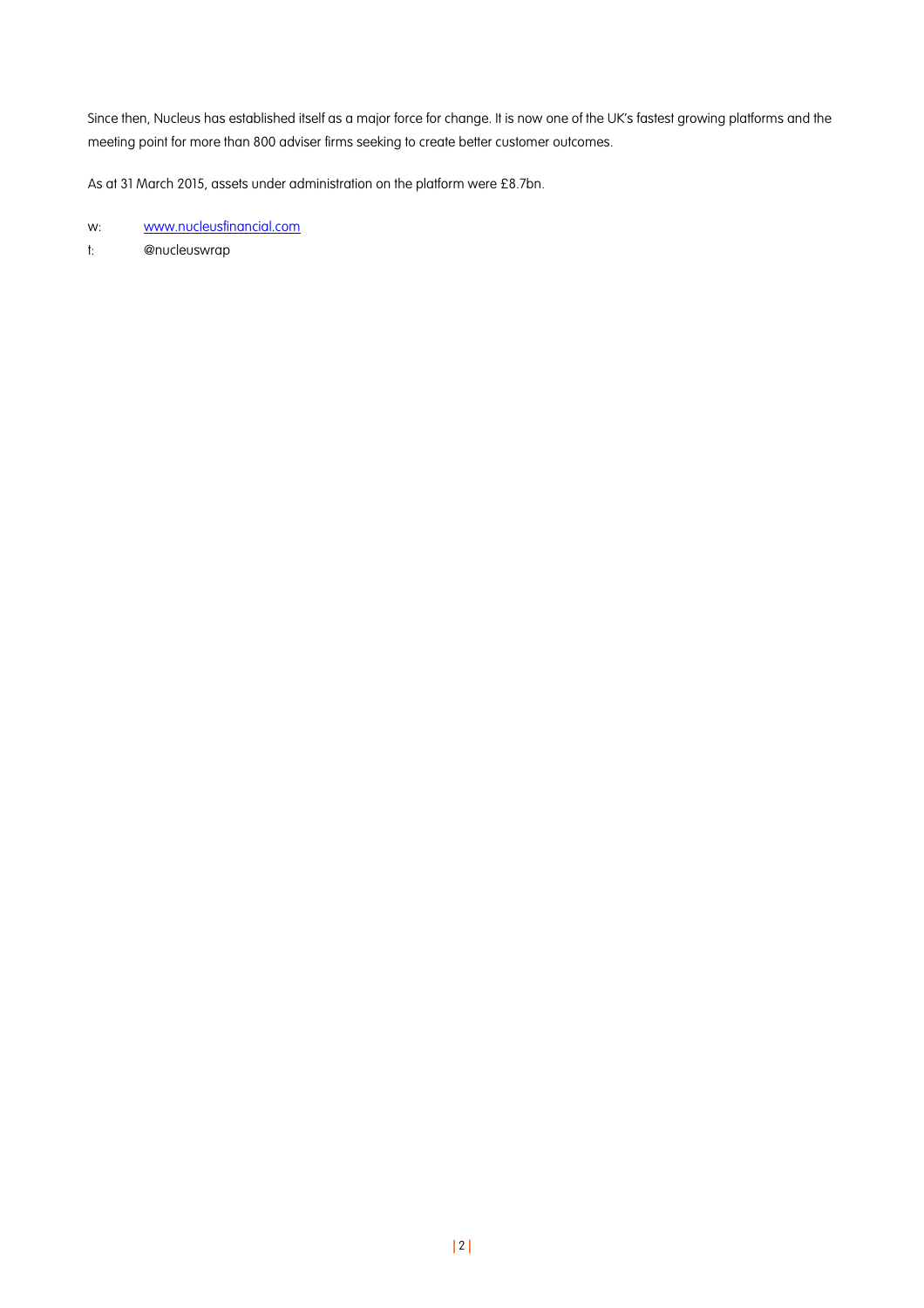Since then, Nucleus has established itself as a major force for change. It is now one of the UK's fastest growing platforms and the meeting point for more than 800 adviser firms seeking to create better customer outcomes.

As at 31 March 2015, assets under administration on the platform were £8.7bn.

w: www.nucleusfinancial.com

t: @nucleuswrap